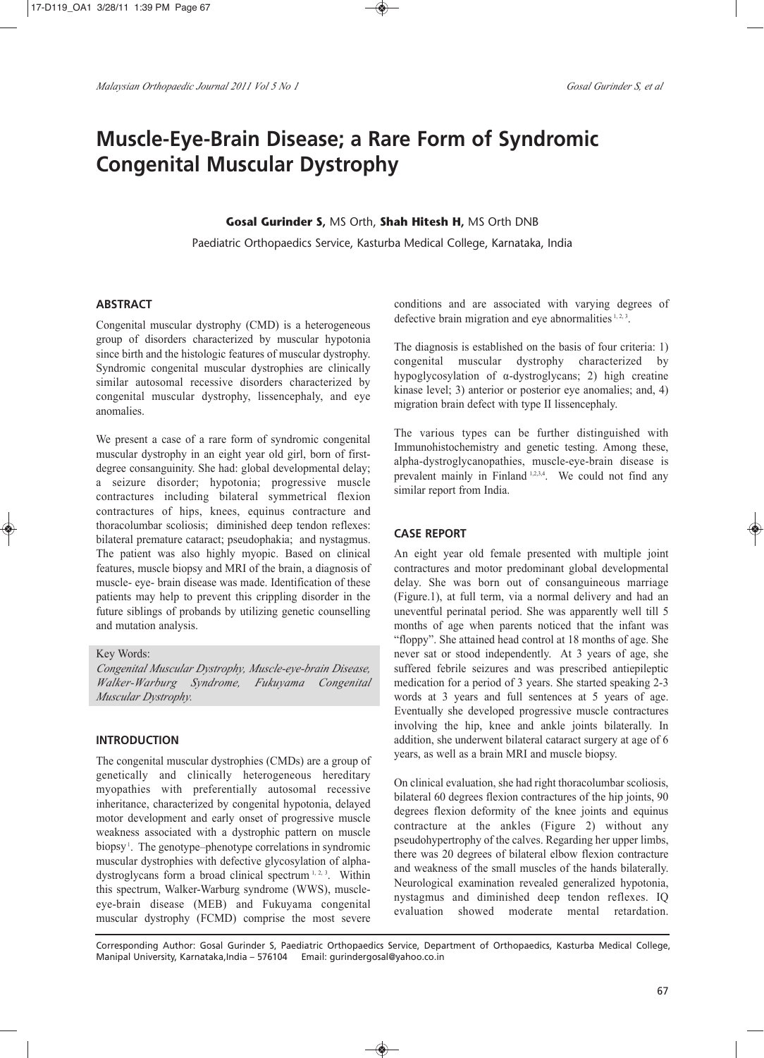# Muscle-Eye-Brain Disease; a Rare Form of Syndromic Congenital Muscular Dystrophy

**Gosal Gurinder S,** MS Orth, **Shah Hitesh H,** MS Orth DNB

Paediatric Orthopaedics Service, Kasturba Medical College, Karnataka, India

## ABSTRACT

Congenital muscular dystrophy (CMD) is a heterogeneous group of disorders characterized by muscular hypotonia since birth and the histologic features of muscular dystrophy. Syndromic congenital muscular dystrophies are clinically similar autosomal recessive disorders characterized by congenital muscular dystrophy, lissencephaly, and eye anomalies.

We present a case of a rare form of syndromic congenital muscular dystrophy in an eight year old girl, born of first-degree consanguinity. She had: global developmental delay; a seizure disorder; hypotonia; progressive muscle contractures including bilateral symmetrical flexion contractures of hips, knees, equinus contracture and thoracolumbar scoliosis; diminished deep tendon reflexes: bilateral premature cataract; pseudophakia; and nystagmus. The patient was also highly myopic. Based on clinical features, muscle biopsy and MRI of the brain, a diagnosis of muscle- eye- brain disease was made. Identification of these patients may help to prevent this crippling disorder in the future siblings of probands by utilizing genetic counselling and mutation analysis.

Key Words:
*Congenital Muscular Dystrophy, Muscle-eye-brain Disease, Walker-Warburg Syndrome, Fukuyama Congenital Muscular Dystrophy.*

## INTRODUCTION

The congenital muscular dystrophies (CMDs) are a group of genetically and clinically heterogeneous hereditary myopathies with preferentially autosomal recessive inheritance, characterized by congenital hypotonia, delayed motor development and early onset of progressive muscle weakness associated with a dystrophic pattern on muscle biopsy[1]. The genotype–phenotype correlations in syndromic muscular dystrophies with defective glycosylation of alpha-dystroglycans form a broad clinical spectrum [1, 2, 3]. Within this spectrum, Walker-Warburg syndrome (WWS), muscle-eye-brain disease (MEB) and Fukuyama congenital muscular dystrophy (FCMD) comprise the most severe conditions and are associated with varying degrees of defective brain migration and eye abnormalities [1, 2, 3].

The diagnosis is established on the basis of four criteria: 1) congenital muscular dystrophy characterized by hypoglycosylation of α-dystroglycans; 2) high creatine kinase level; 3) anterior or posterior eye anomalies; and, 4) migration brain defect with type II lissencephaly.

The various types can be further distinguished with Immunohistochemistry and genetic testing. Among these, alpha-dystroglycanopathies, muscle-eye-brain disease is prevalent mainly in Finland [1,2,3,4]. We could not find any similar report from India.

## CASE REPORT

An eight year old female presented with multiple joint contractures and motor predominant global developmental delay. She was born out of consanguineous marriage (Figure.1), at full term, via a normal delivery and had an uneventful perinatal period. She was apparently well till 5 months of age when parents noticed that the infant was "floppy". She attained head control at 18 months of age. She never sat or stood independently. At 3 years of age, she suffered febrile seizures and was prescribed antiepileptic medication for a period of 3 years. She started speaking 2-3 words at 3 years and full sentences at 5 years of age. Eventually she developed progressive muscle contractures involving the hip, knee and ankle joints bilaterally. In addition, she underwent bilateral cataract surgery at age of 6 years, as well as a brain MRI and muscle biopsy.

On clinical evaluation, she had right thoracolumbar scoliosis, bilateral 60 degrees flexion contractures of the hip joints, 90 degrees flexion deformity of the knee joints and equinus contracture at the ankles (Figure 2) without any pseudohypertrophy of the calves. Regarding her upper limbs, there was 20 degrees of bilateral elbow flexion contracture and weakness of the small muscles of the hands bilaterally. Neurological examination revealed generalized hypotonia, nystagmus and diminished deep tendon reflexes. IQ evaluation showed moderate mental retardation.

Corresponding Author: Gosal Gurinder S, Paediatric Orthopaedics Service, Department of Orthopaedics, Kasturba Medical College, Manipal University, Karnataka,India – 576104 Email: gurindergosal@yahoo.co.in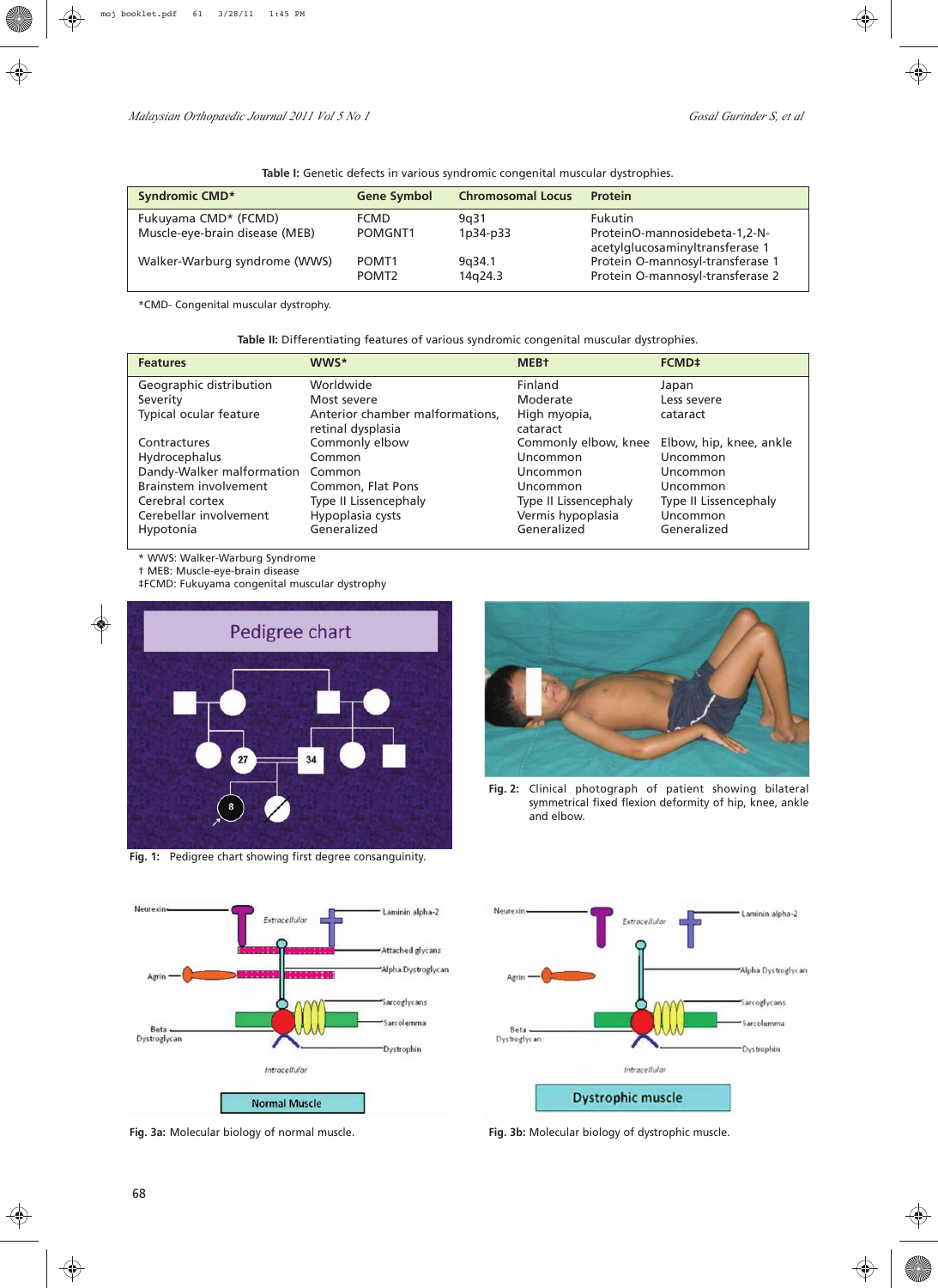**Table I:** Genetic defects in various syndromic congenital muscular dystrophies.

| Syndromic CMD* | Gene Symbol | Chromosomal Locus | Protein |
|---|---|---|---|
| Fukuyama CMD* (FCMD) | FCMD | 9q31 | Fukutin |
| Muscle-eye-brain disease (MEB) | POMGNT1 | 1p34-p33 | ProteinO-mannosidebeta-1,2-N-acetylglucosaminyltransferase 1 |
| Walker-Warburg syndrome (WWS) | POMT1 | 9q34.1 | Protein O-mannosyl-transferase 1 |
| | POMT2 | 14q24.3 | Protein O-mannosyl-transferase 2 |

*CMD- Congenital muscular dystrophy.

**Table II:** Differentiating features of various syndromic congenital muscular dystrophies.

| Features | WWS* | MEB† | FCMD‡ |
|---|---|---|---|
| Geographic distribution | Worldwide | Finland | Japan |
| Severity | Most severe | Moderate | Less severe |
| Typical ocular feature | Anterior chamber malformations, retinal dysplasia | High myopia, cataract | cataract |
| Contractures | Commonly elbow | Commonly elbow, knee | Elbow, hip, knee, ankle |
| Hydrocephalus | Common | Uncommon | Uncommon |
| Dandy-Walker malformation | Common | Uncommon | Uncommon |
| Brainstem involvement | Common, Flat Pons | Uncommon | Uncommon |
| Cerebral cortex | Type II Lissencephaly | Type II Lissencephaly | Type II Lissencephaly |
| Cerebellar involvement | Hypoplasia cysts | Vermis hypoplasia | Uncommon |
| Hypotonia | Generalized | Generalized | Generalized |

\* WWS: Walker-Warburg Syndrome
† MEB: Muscle-eye-brain disease
‡FCMD: Fukuyama congenital muscular dystrophy

**Fig. 1:** Pedigree chart showing first degree consanguinity.

**Fig. 2:** Clinical photograph of patient showing bilateral symmetrical fixed flexion deformity of hip, knee, ankle and elbow.

**Fig. 3a:** Molecular biology of normal muscle.

**Fig. 3b:** Molecular biology of dystrophic muscle.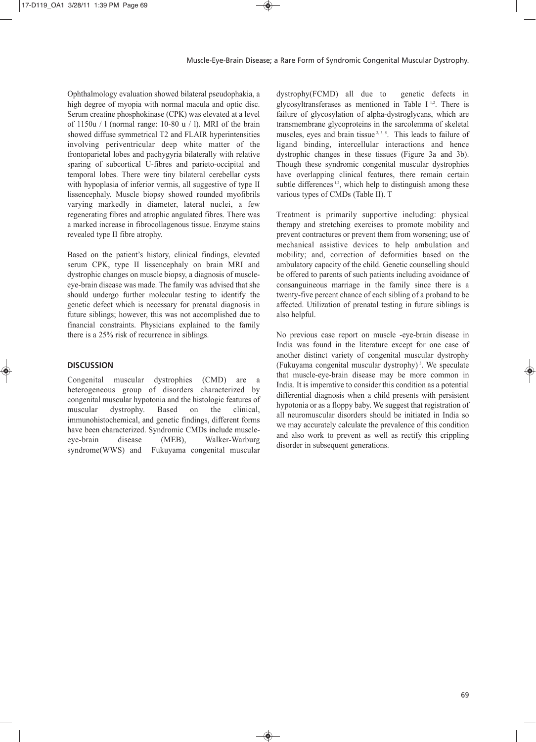Ophthalmology evaluation showed bilateral pseudophakia, a high degree of myopia with normal macula and optic disc. Serum creatine phosphokinase (CPK) was elevated at a level of 1150u / l (normal range: 10-80 u / l). MRI of the brain showed diffuse symmetrical T2 and FLAIR hyperintensities involving periventricular deep white matter of the frontoparietal lobes and pachygyria bilaterally with relative sparing of subcortical U-fibres and parieto-occipital and temporal lobes. There were tiny bilateral cerebellar cysts with hypoplasia of inferior vermis, all suggestive of type II lissencephaly. Muscle biopsy showed rounded myofibrils varying markedly in diameter, lateral nuclei, a few regenerating fibres and atrophic angulated fibres. There was a marked increase in fibrocollagenous tissue. Enzyme stains revealed type II fibre atrophy.

Based on the patient's history, clinical findings, elevated serum CPK, type II lissencephaly on brain MRI and dystrophic changes on muscle biopsy, a diagnosis of muscle-eye-brain disease was made. The family was advised that she should undergo further molecular testing to identify the genetic defect which is necessary for prenatal diagnosis in future siblings; however, this was not accomplished due to financial constraints. Physicians explained to the family there is a 25% risk of recurrence in siblings.

## DISCUSSION

Congenital muscular dystrophies (CMD) are a heterogeneous group of disorders characterized by congenital muscular hypotonia and the histologic features of muscular dystrophy. Based on the clinical, immunohistochemical, and genetic findings, different forms have been characterized. Syndromic CMDs include muscle-eye-brain disease (MEB), Walker-Warburg syndrome(WWS) and Fukuyama congenital muscular dystrophy(FCMD) all due to genetic defects in glycosyltransferases as mentioned in Table I [1,2]. There is failure of glycosylation of alpha-dystroglycans, which are transmembrane glycoproteins in the sarcolemma of skeletal muscles, eyes and brain tissue [2, 3, 5]. This leads to failure of ligand binding, intercellular interactions and hence dystrophic changes in these tissues (Figure 3a and 3b). Though these syndromic congenital muscular dystrophies have overlapping clinical features, there remain certain subtle differences [1,2], which help to distinguish among these various types of CMDs (Table II). T

Treatment is primarily supportive including: physical therapy and stretching exercises to promote mobility and prevent contractures or prevent them from worsening; use of mechanical assistive devices to help ambulation and mobility; and, correction of deformities based on the ambulatory capacity of the child. Genetic counselling should be offered to parents of such patients including avoidance of consanguineous marriage in the family since there is a twenty-five percent chance of each sibling of a proband to be affected. Utilization of prenatal testing in future siblings is also helpful.

No previous case report on muscle -eye-brain disease in India was found in the literature except for one case of another distinct variety of congenital muscular dystrophy (Fukuyama congenital muscular dystrophy) [5]. We speculate that muscle-eye-brain disease may be more common in India. It is imperative to consider this condition as a potential differential diagnosis when a child presents with persistent hypotonia or as a floppy baby. We suggest that registration of all neuromuscular disorders should be initiated in India so we may accurately calculate the prevalence of this condition and also work to prevent as well as rectify this crippling disorder in subsequent generations.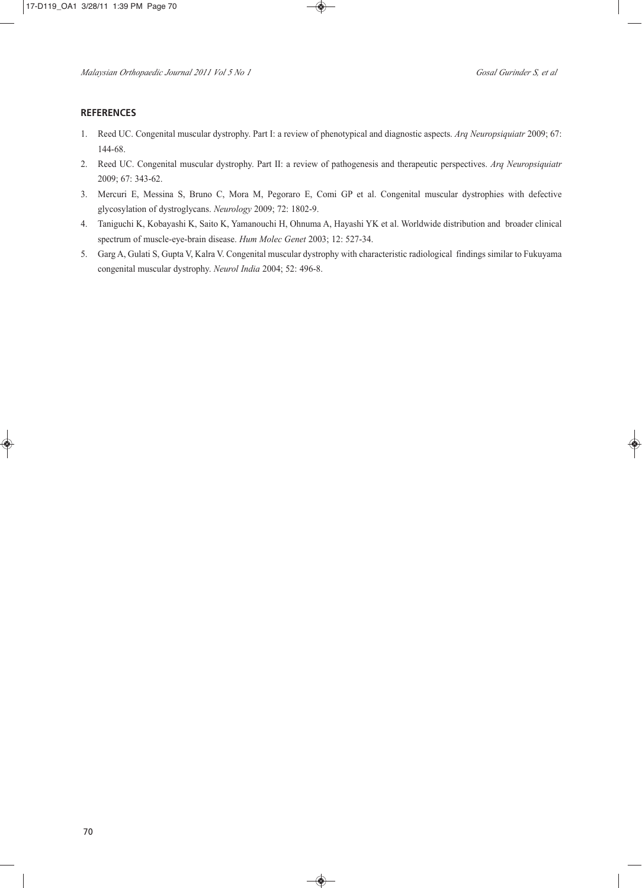## REFERENCES

1. Reed UC. Congenital muscular dystrophy. Part I: a review of phenotypical and diagnostic aspects. *Arq Neuropsiquiatr* 2009; 67: 144-68.
2. Reed UC. Congenital muscular dystrophy. Part II: a review of pathogenesis and therapeutic perspectives. *Arq Neuropsiquiatr* 2009; 67: 343-62.
3. Mercuri E, Messina S, Bruno C, Mora M, Pegoraro E, Comi GP et al. Congenital muscular dystrophies with defective glycosylation of dystroglycans. *Neurology* 2009; 72: 1802-9.
4. Taniguchi K, Kobayashi K, Saito K, Yamanouchi H, Ohnuma A, Hayashi YK et al. Worldwide distribution and broader clinical spectrum of muscle-eye-brain disease. *Hum Molec Genet* 2003; 12: 527-34.
5. Garg A, Gulati S, Gupta V, Kalra V. Congenital muscular dystrophy with characteristic radiological findings similar to Fukuyama congenital muscular dystrophy. *Neurol India* 2004; 52: 496-8.